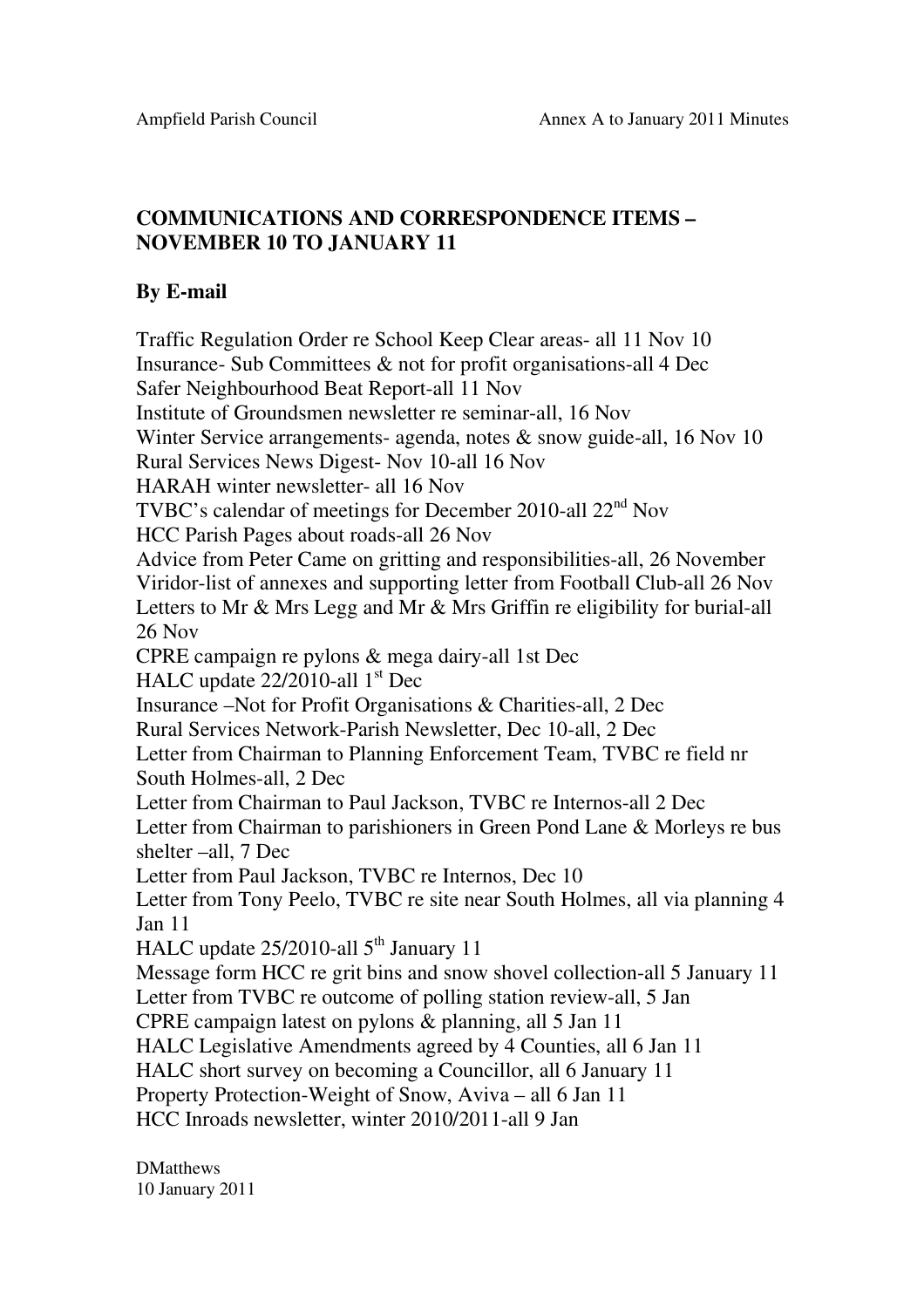Ampfield Parish Council — Annex A to January 2011 Minutes

## COMMUNICATIONS AND CORRESPONDENCE ITEMS – NOVEMBER 10 TO JANUARY 11

### By E-mail

Traffic Regulation Order re School Keep Clear areas- all 11 Nov 10
Insurance- Sub Committees & not for profit organisations-all 4 Dec
Safer Neighbourhood Beat Report-all 11 Nov
Institute of Groundsmen newsletter re seminar-all, 16 Nov
Winter Service arrangements- agenda, notes & snow guide-all, 16 Nov 10
Rural Services News Digest- Nov 10-all 16 Nov
HARAH winter newsletter- all 16 Nov
TVBC's calendar of meetings for December 2010-all 22nd Nov
HCC Parish Pages about roads-all 26 Nov
Advice from Peter Came on gritting and responsibilities-all, 26 November
Viridor-list of annexes and supporting letter from Football Club-all 26 Nov
Letters to Mr & Mrs Legg and Mr & Mrs Griffin re eligibility for burial-all 26 Nov
CPRE campaign re pylons & mega dairy-all 1st Dec
HALC update 22/2010-all 1st Dec
Insurance –Not for Profit Organisations & Charities-all, 2 Dec
Rural Services Network-Parish Newsletter, Dec 10-all, 2 Dec
Letter from Chairman to Planning Enforcement Team, TVBC re field nr South Holmes-all, 2 Dec
Letter from Chairman to Paul Jackson, TVBC re Internos-all 2 Dec
Letter from Chairman to parishioners in Green Pond Lane & Morleys re bus shelter –all, 7 Dec
Letter from Paul Jackson, TVBC re Internos, Dec 10
Letter from Tony Peelo, TVBC re site near South Holmes, all via planning 4 Jan 11
HALC update 25/2010-all 5th January 11
Message form HCC re grit bins and snow shovel collection-all 5 January 11
Letter from TVBC re outcome of polling station review-all, 5 Jan
CPRE campaign latest on pylons & planning, all 5 Jan 11
HALC Legislative Amendments agreed by 4 Counties, all 6 Jan 11
HALC short survey on becoming a Councillor, all 6 January 11
Property Protection-Weight of Snow, Aviva – all 6 Jan 11
HCC Inroads newsletter, winter 2010/2011-all 9 Jan

DMatthews
10 January 2011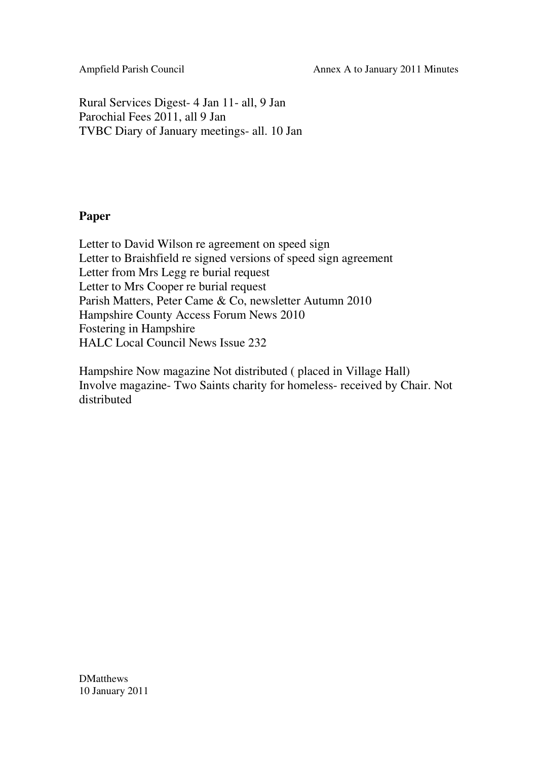Rural Services Digest- 4 Jan 11- all, 9 Jan
Parochial Fees 2011, all 9 Jan
TVBC Diary of January meetings- all. 10 Jan

**Paper**

Letter to David Wilson re agreement on speed sign
Letter to Braishfield re signed versions of speed sign agreement
Letter from Mrs Legg re burial request
Letter to Mrs Cooper re burial request
Parish Matters, Peter Came & Co, newsletter Autumn 2010
Hampshire County Access Forum News 2010
Fostering in Hampshire
HALC Local Council News Issue 232

Hampshire Now magazine Not distributed ( placed in Village Hall)
Involve magazine- Two Saints charity for homeless- received by Chair. Not distributed

DMatthews
10 January 2011